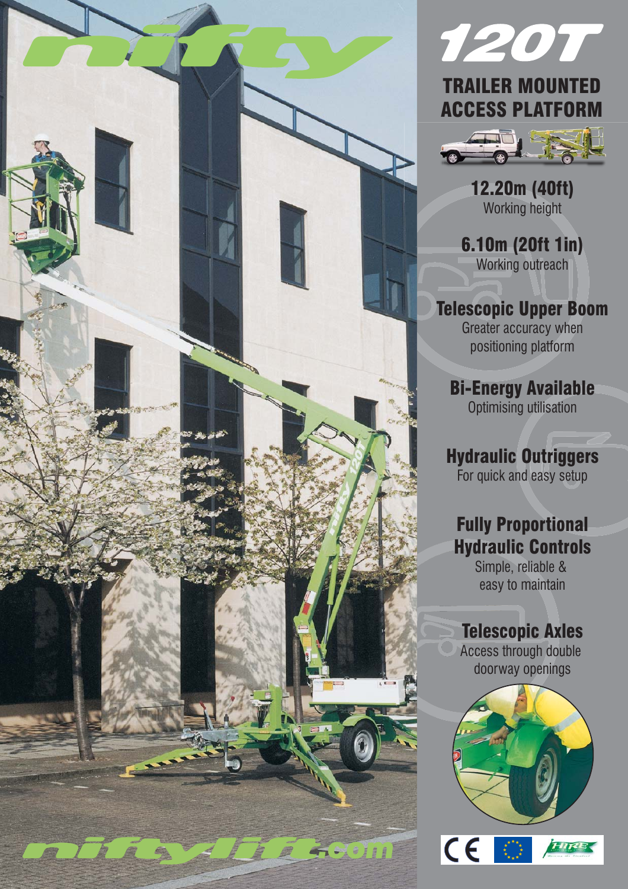# nifty

# 120T

## TRAILER MOUNTED ACCESS PLATFORM

**12.20m (40ft)**
Working height

**6.10m (20ft 1in)**
Working outreach

**Telescopic Upper Boom**
Greater accuracy when positioning platform

**Bi-Energy Available**
Optimising utilisation

**Hydraulic Outriggers**
For quick and easy setup

**Fully Proportional Hydraulic Controls**
Simple, reliable & easy to maintain

**Telescopic Axles**
Access through double doorway openings

niftylift.com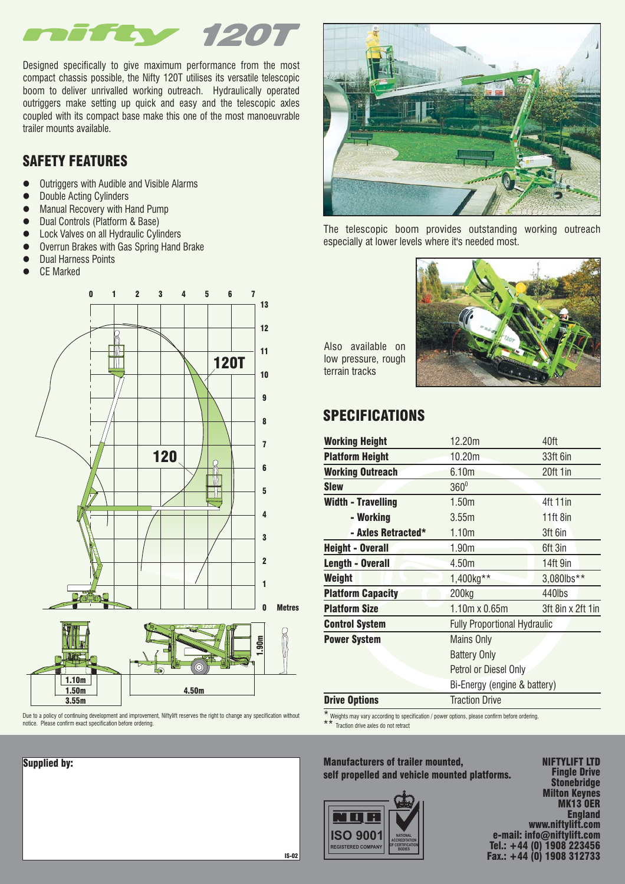# nifty 120T

Designed specifically to give maximum performance from the most compact chassis possible, the Nifty 120T utilises its versatile telescopic boom to deliver unrivalled working outreach. Hydraulically operated outriggers make setting up quick and easy and the telescopic axles coupled with its compact base make this one of the most manoeuvrable trailer mounts available.

## SAFETY FEATURES

- Outriggers with Audible and Visible Alarms
- Double Acting Cylinders
- Manual Recovery with Hand Pump
- Dual Controls (Platform & Base)
- Lock Valves on all Hydraulic Cylinders
- Overrun Brakes with Gas Spring Hand Brake
- Dual Harness Points
- CE Marked

0 1 2 3 4 5 6 7

13 12 11 10 9 8 7 6 5 4 3 2 1 0 Metres

120T

120

1.90m

1.10m
1.50m
3.55m

4.50m

Due to a policy of continuing development and improvement, Niftylift reserves the right to change any specification without notice. Please confirm exact specification before ordering.

The telescopic boom provides outstanding working outreach especially at lower levels where it's needed most.

Also available on low pressure, rough terrain tracks

## SPECIFICATIONS

| | | |
|---|---|---|
| **Working Height** | 12.20m | 40ft |
| **Platform Height** | 10.20m | 33ft 6in |
| **Working Outreach** | 6.10m | 20ft 1in |
| **Slew** | $360^0$ | |
| **Width - Travelling** | 1.50m | 4ft 11in |
| **- Working** | 3.55m | 11ft 8in |
| **- Axles Retracted*** | 1.10m | 3ft 6in |
| **Height - Overall** | 1.90m | 6ft 3in |
| **Length - Overall** | 4.50m | 14ft 9in |
| **Weight** | 1,400kg** | 3,080lbs** |
| **Platform Capacity** | 200kg | 440lbs |
| **Platform Size** | 1.10m x 0.65m | 3ft 8in x 2ft 1in |
| **Control System** | Fully Proportional Hydraulic | |
| **Power System** | Mains Only | |
| | Battery Only | |
| | Petrol or Diesel Only | |
| | Bi-Energy (engine & battery) | |
| **Drive Options** | Traction Drive | |

* Weights may vary according to specification / power options, please confirm before ordering.
** Traction drive axles do not retract

**Supplied by:**

IS-02

**Manufacturers of trailer mounted, self propelled and vehicle mounted platforms.**

NQA ISO 9001 REGISTERED COMPANY

NATIONAL ACCREDITATION OF CERTIFICATION BODIES

**NIFTYLIFT LTD**
**Fingle Drive**
**Stonebridge**
**Milton Keynes**
**MK13 0ER**
**England**
**www.niftylift.com**
**e-mail: info@niftylift.com**
**Tel.: +44 (0) 1908 223456**
**Fax.: +44 (0) 1908 312733**